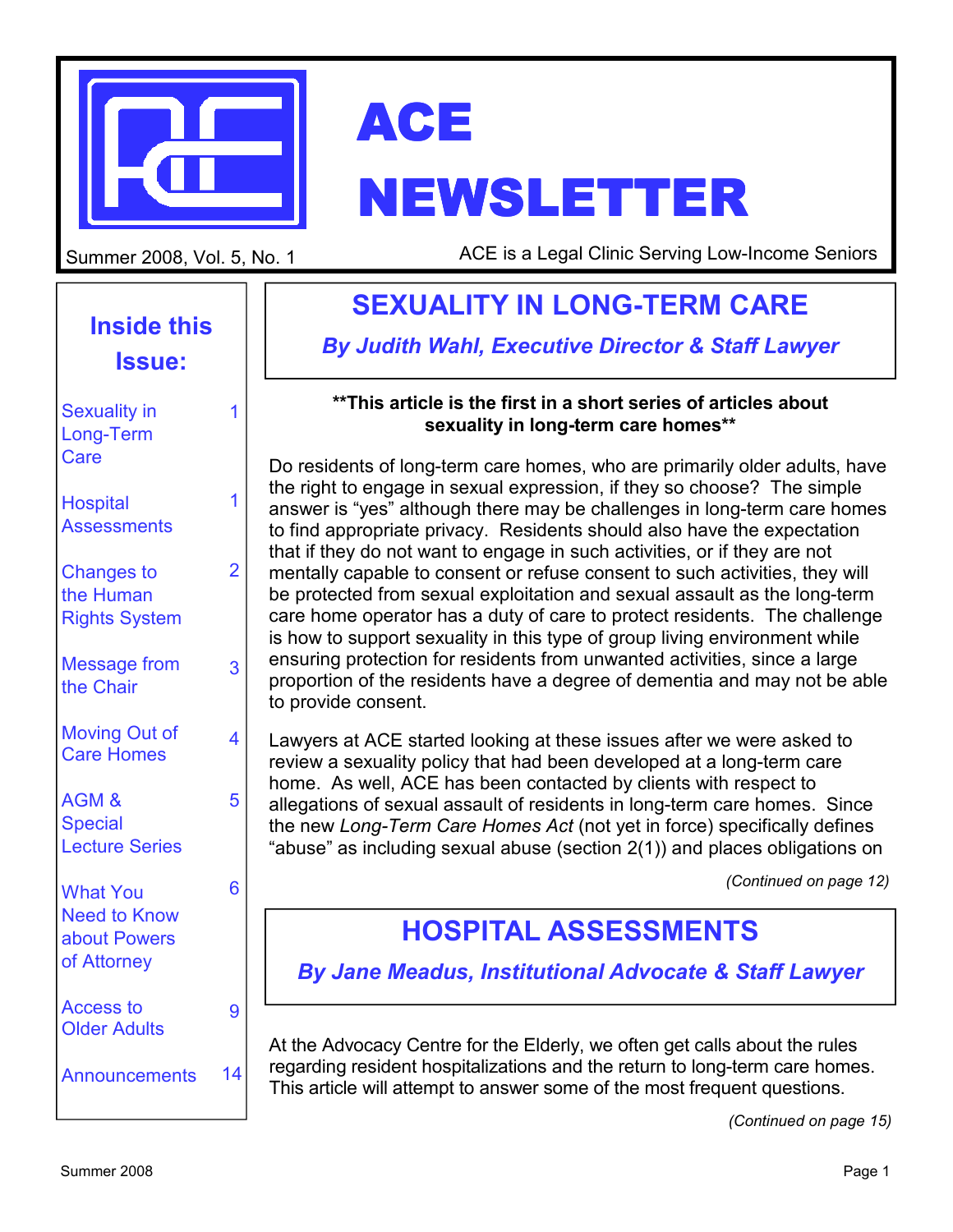# ACE NEWSLETTER

Summer 2008, Vol. 5, No. 1

ACE is a Legal Clinic Serving Low-Income Seniors

## Inside this Issue:

| | |
|---|---|
| Sexuality in Long-Term Care | 1 |
| Hospital Assessments | 1 |
| Changes to the Human Rights System | 2 |
| Message from the Chair | 3 |
| Moving Out of Care Homes | 4 |
| AGM & Special Lecture Series | 5 |
| What You Need to Know about Powers of Attorney | 6 |
| Access to Older Adults | 9 |
| Announcements | 14 |

## SEXUALITY IN LONG-TERM CARE

### *By Judith Wahl, Executive Director & Staff Lawyer*

**\*\*This article is the first in a short series of articles about sexuality in long-term care homes\*\***

Do residents of long-term care homes, who are primarily older adults, have the right to engage in sexual expression, if they so choose? The simple answer is "yes" although there may be challenges in long-term care homes to find appropriate privacy. Residents should also have the expectation that if they do not want to engage in such activities, or if they are not mentally capable to consent or refuse consent to such activities, they will be protected from sexual exploitation and sexual assault as the long-term care home operator has a duty of care to protect residents. The challenge is how to support sexuality in this type of group living environment while ensuring protection for residents from unwanted activities, since a large proportion of the residents have a degree of dementia and may not be able to provide consent.

Lawyers at ACE started looking at these issues after we were asked to review a sexuality policy that had been developed at a long-term care home. As well, ACE has been contacted by clients with respect to allegations of sexual assault of residents in long-term care homes. Since the new *Long-Term Care Homes Act* (not yet in force) specifically defines "abuse" as including sexual abuse (section 2(1)) and places obligations on

*(Continued on page 12)*

## HOSPITAL ASSESSMENTS

### *By Jane Meadus, Institutional Advocate & Staff Lawyer*

At the Advocacy Centre for the Elderly, we often get calls about the rules regarding resident hospitalizations and the return to long-term care homes. This article will attempt to answer some of the most frequent questions.

*(Continued on page 15)*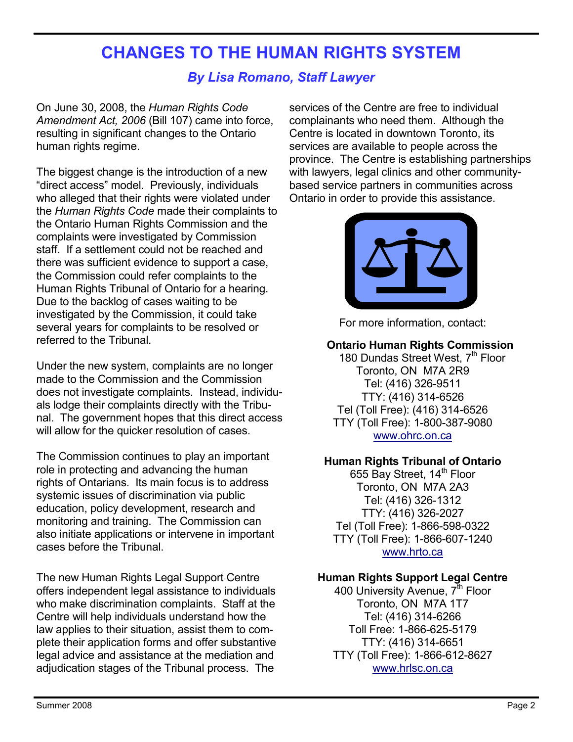# CHANGES TO THE HUMAN RIGHTS SYSTEM

*By Lisa Romano, Staff Lawyer*

On June 30, 2008, the *Human Rights Code Amendment Act, 2006* (Bill 107) came into force, resulting in significant changes to the Ontario human rights regime.

The biggest change is the introduction of a new "direct access" model. Previously, individuals who alleged that their rights were violated under the *Human Rights Code* made their complaints to the Ontario Human Rights Commission and the complaints were investigated by Commission staff. If a settlement could not be reached and there was sufficient evidence to support a case, the Commission could refer complaints to the Human Rights Tribunal of Ontario for a hearing. Due to the backlog of cases waiting to be investigated by the Commission, it could take several years for complaints to be resolved or referred to the Tribunal.

Under the new system, complaints are no longer made to the Commission and the Commission does not investigate complaints. Instead, individuals lodge their complaints directly with the Tribunal. The government hopes that this direct access will allow for the quicker resolution of cases.

The Commission continues to play an important role in protecting and advancing the human rights of Ontarians. Its main focus is to address systemic issues of discrimination via public education, policy development, research and monitoring and training. The Commission can also initiate applications or intervene in important cases before the Tribunal.

The new Human Rights Legal Support Centre offers independent legal assistance to individuals who make discrimination complaints. Staff at the Centre will help individuals understand how the law applies to their situation, assist them to complete their application forms and offer substantive legal advice and assistance at the mediation and adjudication stages of the Tribunal process. The services of the Centre are free to individual complainants who need them. Although the Centre is located in downtown Toronto, its services are available to people across the province. The Centre is establishing partnerships with lawyers, legal clinics and other community-based service partners in communities across Ontario in order to provide this assistance.

For more information, contact:

**Ontario Human Rights Commission**
180 Dundas Street West, 7th Floor
Toronto, ON M7A 2R9
Tel: (416) 326-9511
TTY: (416) 314-6526
Tel (Toll Free): (416) 314-6526
TTY (Toll Free): 1-800-387-9080
www.ohrc.on.ca

**Human Rights Tribunal of Ontario**
655 Bay Street, 14th Floor
Toronto, ON M7A 2A3
Tel: (416) 326-1312
TTY: (416) 326-2027
Tel (Toll Free): 1-866-598-0322
TTY (Toll Free): 1-866-607-1240
www.hrto.ca

**Human Rights Support Legal Centre**
400 University Avenue, 7th Floor
Toronto, ON M7A 1T7
Tel: (416) 314-6266
Toll Free: 1-866-625-5179
TTY: (416) 314-6651
TTY (Toll Free): 1-866-612-8627
www.hrlsc.on.ca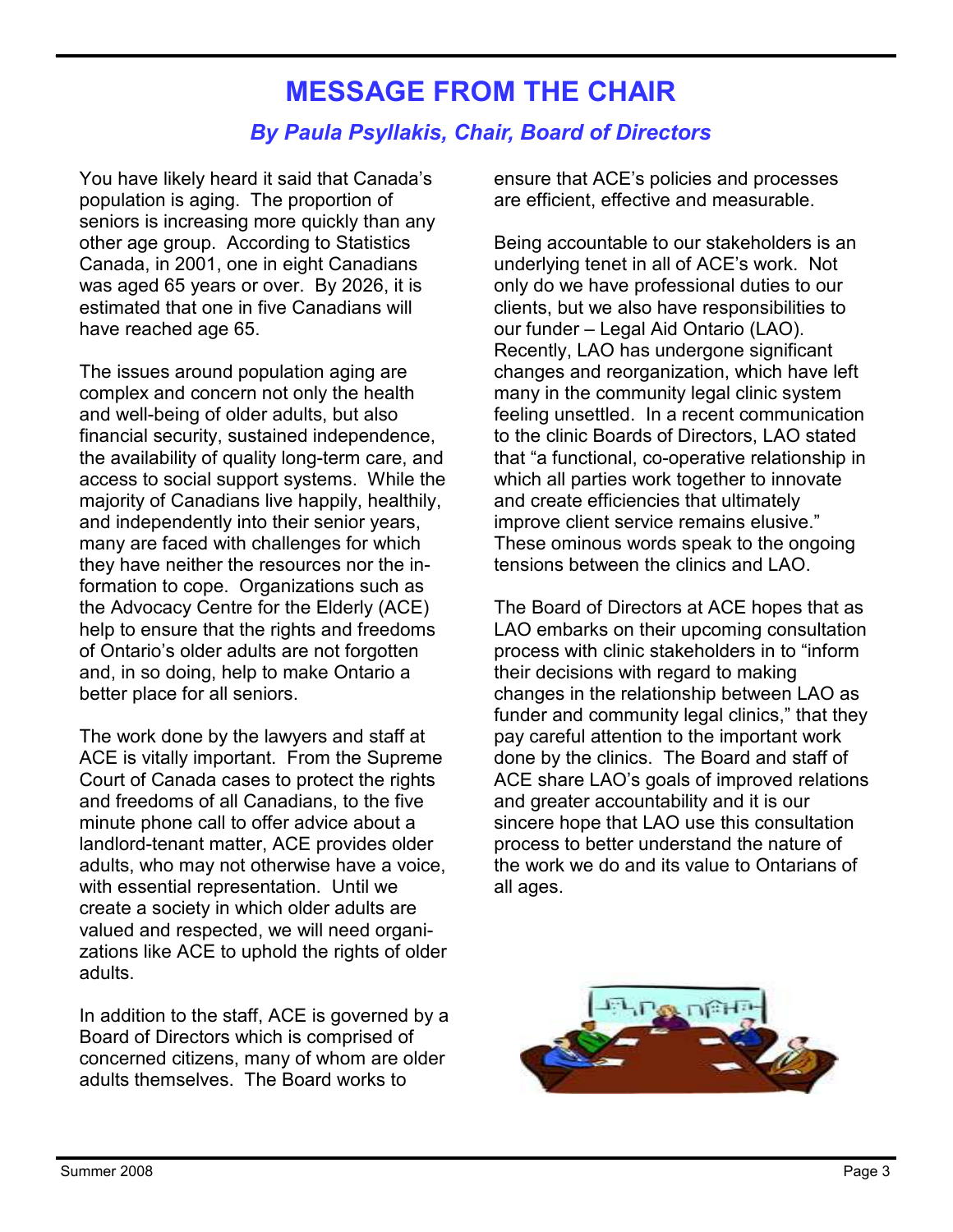# MESSAGE FROM THE CHAIR

### *By Paula Psyllakis, Chair, Board of Directors*

You have likely heard it said that Canada's population is aging. The proportion of seniors is increasing more quickly than any other age group. According to Statistics Canada, in 2001, one in eight Canadians was aged 65 years or over. By 2026, it is estimated that one in five Canadians will have reached age 65.

The issues around population aging are complex and concern not only the health and well-being of older adults, but also financial security, sustained independence, the availability of quality long-term care, and access to social support systems. While the majority of Canadians live happily, healthily, and independently into their senior years, many are faced with challenges for which they have neither the resources nor the information to cope. Organizations such as the Advocacy Centre for the Elderly (ACE) help to ensure that the rights and freedoms of Ontario's older adults are not forgotten and, in so doing, help to make Ontario a better place for all seniors.

The work done by the lawyers and staff at ACE is vitally important. From the Supreme Court of Canada cases to protect the rights and freedoms of all Canadians, to the five minute phone call to offer advice about a landlord-tenant matter, ACE provides older adults, who may not otherwise have a voice, with essential representation. Until we create a society in which older adults are valued and respected, we will need organizations like ACE to uphold the rights of older adults.

In addition to the staff, ACE is governed by a Board of Directors which is comprised of concerned citizens, many of whom are older adults themselves. The Board works to ensure that ACE's policies and processes are efficient, effective and measurable.

Being accountable to our stakeholders is an underlying tenet in all of ACE's work. Not only do we have professional duties to our clients, but we also have responsibilities to our funder – Legal Aid Ontario (LAO). Recently, LAO has undergone significant changes and reorganization, which have left many in the community legal clinic system feeling unsettled. In a recent communication to the clinic Boards of Directors, LAO stated that "a functional, co-operative relationship in which all parties work together to innovate and create efficiencies that ultimately improve client service remains elusive." These ominous words speak to the ongoing tensions between the clinics and LAO.

The Board of Directors at ACE hopes that as LAO embarks on their upcoming consultation process with clinic stakeholders in to "inform their decisions with regard to making changes in the relationship between LAO as funder and community legal clinics," that they pay careful attention to the important work done by the clinics. The Board and staff of ACE share LAO's goals of improved relations and greater accountability and it is our sincere hope that LAO use this consultation process to better understand the nature of the work we do and its value to Ontarians of all ages.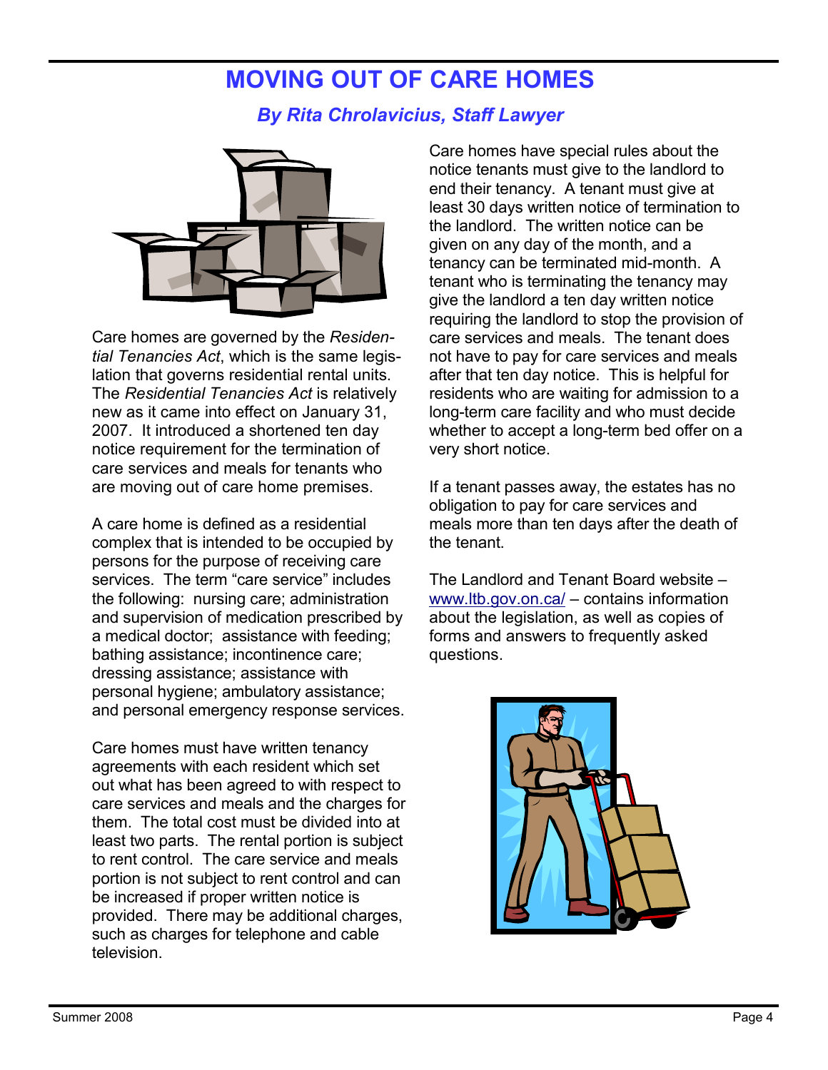# MOVING OUT OF CARE HOMES

### *By Rita Chrolavicius, Staff Lawyer*

Care homes are governed by the *Residential Tenancies Act*, which is the same legislation that governs residential rental units. The *Residential Tenancies Act* is relatively new as it came into effect on January 31, 2007. It introduced a shortened ten day notice requirement for the termination of care services and meals for tenants who are moving out of care home premises.

A care home is defined as a residential complex that is intended to be occupied by persons for the purpose of receiving care services. The term "care service" includes the following: nursing care; administration and supervision of medication prescribed by a medical doctor; assistance with feeding; bathing assistance; incontinence care; dressing assistance; assistance with personal hygiene; ambulatory assistance; and personal emergency response services.

Care homes must have written tenancy agreements with each resident which set out what has been agreed to with respect to care services and meals and the charges for them. The total cost must be divided into at least two parts. The rental portion is subject to rent control. The care service and meals portion is not subject to rent control and can be increased if proper written notice is provided. There may be additional charges, such as charges for telephone and cable television.

Care homes have special rules about the notice tenants must give to the landlord to end their tenancy. A tenant must give at least 30 days written notice of termination to the landlord. The written notice can be given on any day of the month, and a tenancy can be terminated mid-month. A tenant who is terminating the tenancy may give the landlord a ten day written notice requiring the landlord to stop the provision of care services and meals. The tenant does not have to pay for care services and meals after that ten day notice. This is helpful for residents who are waiting for admission to a long-term care facility and who must decide whether to accept a long-term bed offer on a very short notice.

If a tenant passes away, the estates has no obligation to pay for care services and meals more than ten days after the death of the tenant.

The Landlord and Tenant Board website – [www.ltb.gov.on.ca/](http://www.ltb.gov.on.ca/) – contains information about the legislation, as well as copies of forms and answers to frequently asked questions.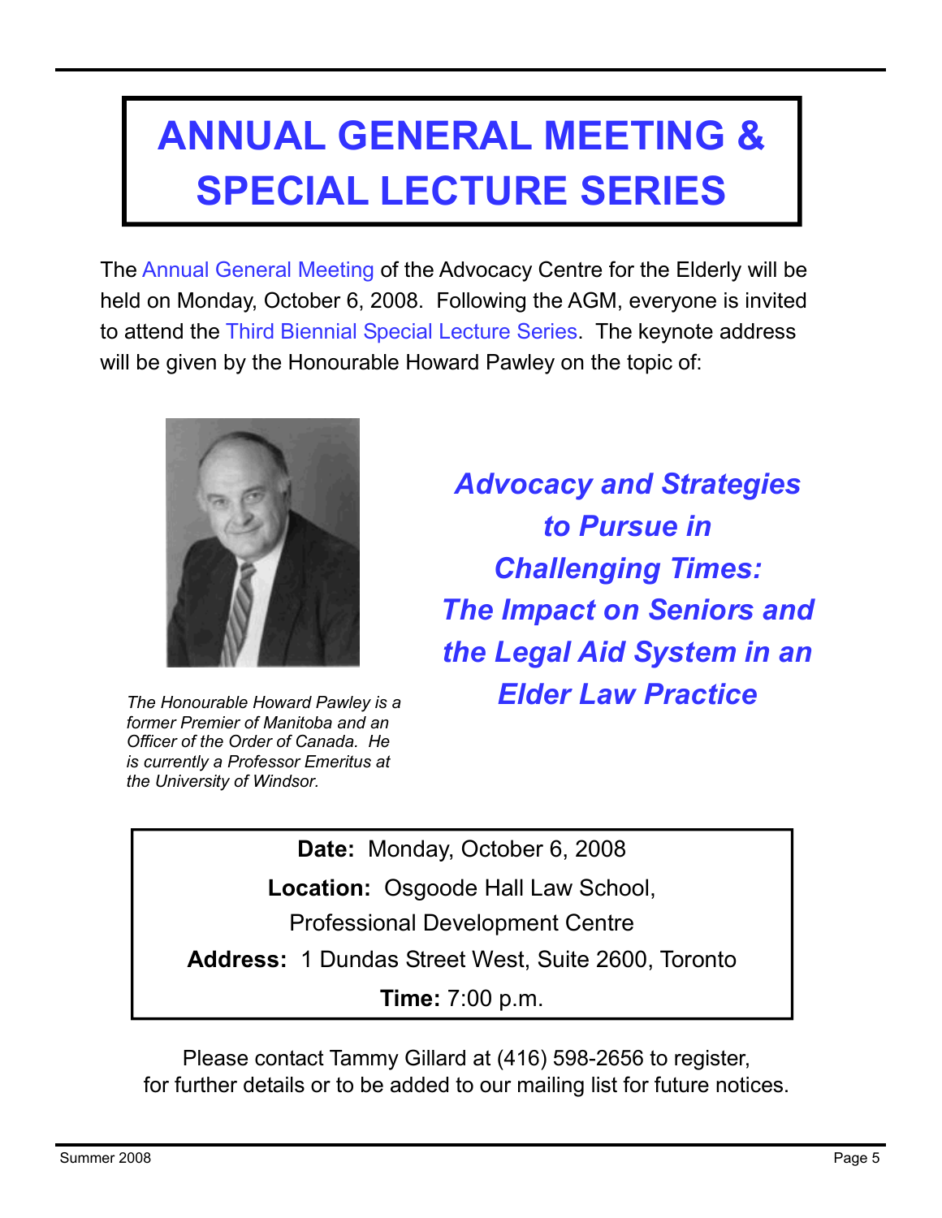# ANNUAL GENERAL MEETING & SPECIAL LECTURE SERIES

The Annual General Meeting of the Advocacy Centre for the Elderly will be held on Monday, October 6, 2008. Following the AGM, everyone is invited to attend the Third Biennial Special Lecture Series. The keynote address will be given by the Honourable Howard Pawley on the topic of:

*The Honourable Howard Pawley is a former Premier of Manitoba and an Officer of the Order of Canada. He is currently a Professor Emeritus at the University of Windsor.*

## *Advocacy and Strategies to Pursue in Challenging Times: The Impact on Seniors and the Legal Aid System in an Elder Law Practice*

**Date:** Monday, October 6, 2008

**Location:** Osgoode Hall Law School, Professional Development Centre

**Address:** 1 Dundas Street West, Suite 2600, Toronto

**Time:** 7:00 p.m.

Please contact Tammy Gillard at (416) 598-2656 to register, for further details or to be added to our mailing list for future notices.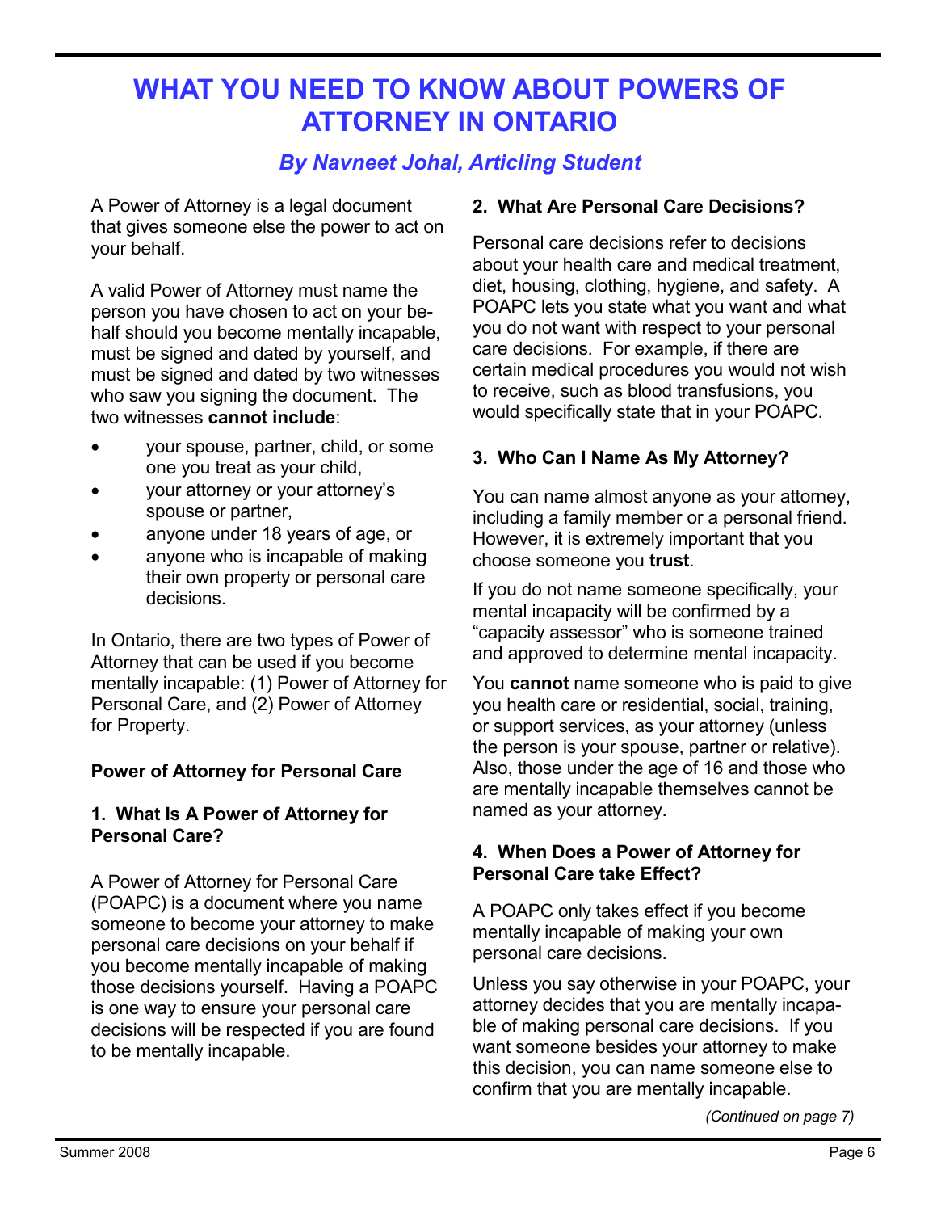# WHAT YOU NEED TO KNOW ABOUT POWERS OF ATTORNEY IN ONTARIO

### *By Navneet Johal, Articling Student*

A Power of Attorney is a legal document that gives someone else the power to act on your behalf.

A valid Power of Attorney must name the person you have chosen to act on your behalf should you become mentally incapable, must be signed and dated by yourself, and must be signed and dated by two witnesses who saw you signing the document. The two witnesses **cannot include**:

- your spouse, partner, child, or some one you treat as your child,
- your attorney or your attorney's spouse or partner,
- anyone under 18 years of age, or
- anyone who is incapable of making their own property or personal care decisions.

In Ontario, there are two types of Power of Attorney that can be used if you become mentally incapable: (1) Power of Attorney for Personal Care, and (2) Power of Attorney for Property.

**Power of Attorney for Personal Care**

**1. What Is A Power of Attorney for Personal Care?**

A Power of Attorney for Personal Care (POAPC) is a document where you name someone to become your attorney to make personal care decisions on your behalf if you become mentally incapable of making those decisions yourself. Having a POAPC is one way to ensure your personal care decisions will be respected if you are found to be mentally incapable.

**2. What Are Personal Care Decisions?**

Personal care decisions refer to decisions about your health care and medical treatment, diet, housing, clothing, hygiene, and safety. A POAPC lets you state what you want and what you do not want with respect to your personal care decisions. For example, if there are certain medical procedures you would not wish to receive, such as blood transfusions, you would specifically state that in your POAPC.

**3. Who Can I Name As My Attorney?**

You can name almost anyone as your attorney, including a family member or a personal friend. However, it is extremely important that you choose someone you **trust**.

If you do not name someone specifically, your mental incapacity will be confirmed by a "capacity assessor" who is someone trained and approved to determine mental incapacity.

You **cannot** name someone who is paid to give you health care or residential, social, training, or support services, as your attorney (unless the person is your spouse, partner or relative). Also, those under the age of 16 and those who are mentally incapable themselves cannot be named as your attorney.

**4. When Does a Power of Attorney for Personal Care take Effect?**

A POAPC only takes effect if you become mentally incapable of making your own personal care decisions.

Unless you say otherwise in your POAPC, your attorney decides that you are mentally incapable of making personal care decisions. If you want someone besides your attorney to make this decision, you can name someone else to confirm that you are mentally incapable.

*(Continued on page 7)*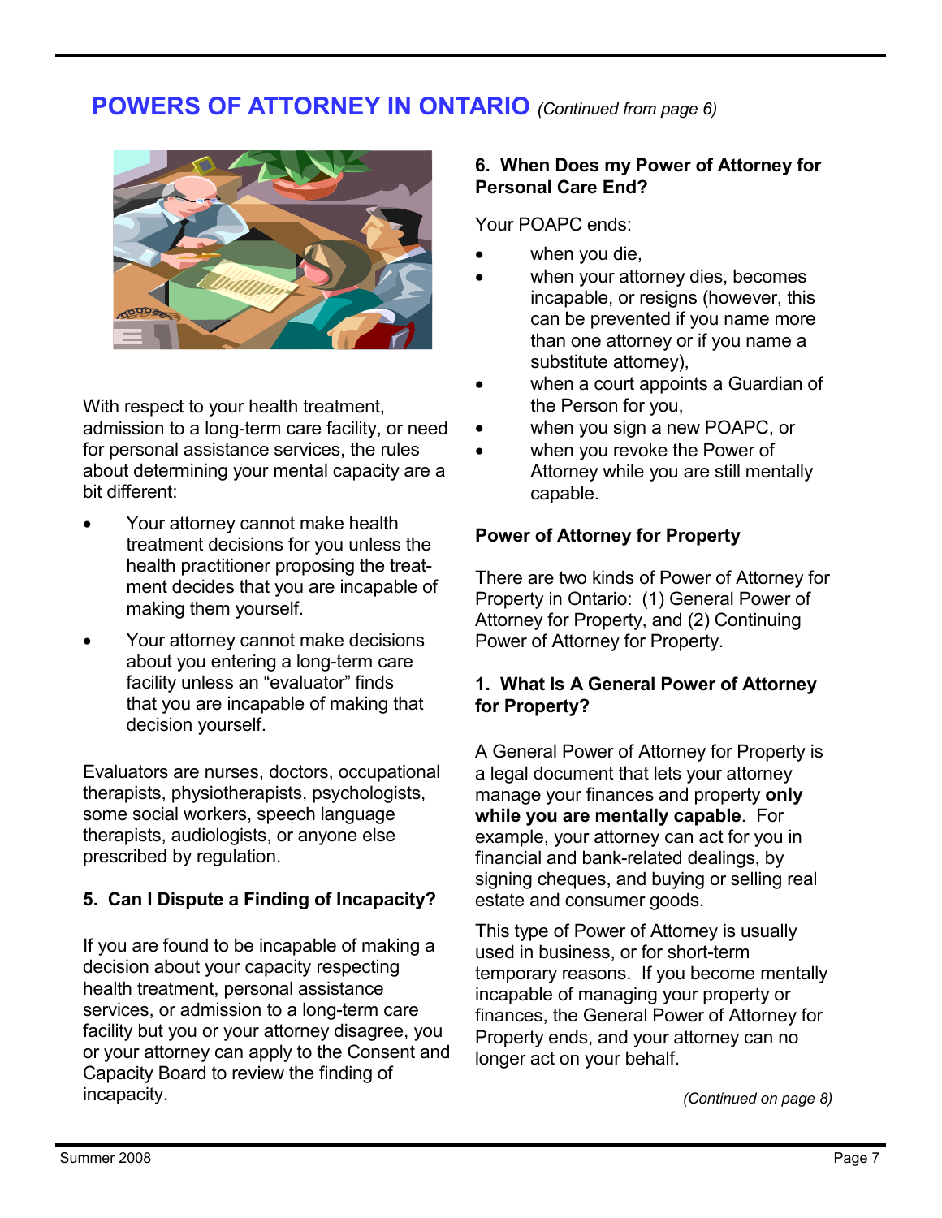# POWERS OF ATTORNEY IN ONTARIO *(Continued from page 6)*

With respect to your health treatment, admission to a long-term care facility, or need for personal assistance services, the rules about determining your mental capacity are a bit different:

- Your attorney cannot make health treatment decisions for you unless the health practitioner proposing the treatment decides that you are incapable of making them yourself.
- Your attorney cannot make decisions about you entering a long-term care facility unless an "evaluator" finds that you are incapable of making that decision yourself.

Evaluators are nurses, doctors, occupational therapists, physiotherapists, psychologists, some social workers, speech language therapists, audiologists, or anyone else prescribed by regulation.

### 5. Can I Dispute a Finding of Incapacity?

If you are found to be incapable of making a decision about your capacity respecting health treatment, personal assistance services, or admission to a long-term care facility but you or your attorney disagree, you or your attorney can apply to the Consent and Capacity Board to review the finding of incapacity.

### 6. When Does my Power of Attorney for Personal Care End?

Your POAPC ends:

- when you die,
- when your attorney dies, becomes incapable, or resigns (however, this can be prevented if you name more than one attorney or if you name a substitute attorney),
- when a court appoints a Guardian of the Person for you,
- when you sign a new POAPC, or
- when you revoke the Power of Attorney while you are still mentally capable.

## Power of Attorney for Property

There are two kinds of Power of Attorney for Property in Ontario: (1) General Power of Attorney for Property, and (2) Continuing Power of Attorney for Property.

### 1. What Is A General Power of Attorney for Property?

A General Power of Attorney for Property is a legal document that lets your attorney manage your finances and property **only while you are mentally capable**. For example, your attorney can act for you in financial and bank-related dealings, by signing cheques, and buying or selling real estate and consumer goods.

This type of Power of Attorney is usually used in business, or for short-term temporary reasons. If you become mentally incapable of managing your property or finances, the General Power of Attorney for Property ends, and your attorney can no longer act on your behalf.

*(Continued on page 8)*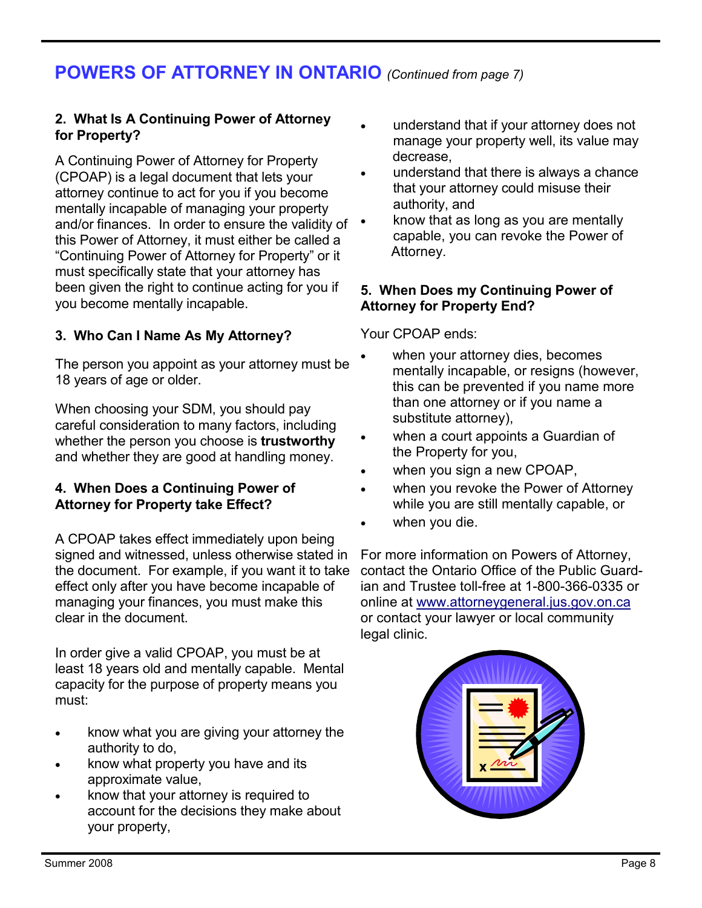# POWERS OF ATTORNEY IN ONTARIO *(Continued from page 7)*

### 2. What Is A Continuing Power of Attorney for Property?

A Continuing Power of Attorney for Property (CPOAP) is a legal document that lets your attorney continue to act for you if you become mentally incapable of managing your property and/or finances. In order to ensure the validity of this Power of Attorney, it must either be called a "Continuing Power of Attorney for Property" or it must specifically state that your attorney has been given the right to continue acting for you if you become mentally incapable.

### 3. Who Can I Name As My Attorney?

The person you appoint as your attorney must be 18 years of age or older.

When choosing your SDM, you should pay careful consideration to many factors, including whether the person you choose is **trustworthy** and whether they are good at handling money.

### 4. When Does a Continuing Power of Attorney for Property take Effect?

A CPOAP takes effect immediately upon being signed and witnessed, unless otherwise stated in the document. For example, if you want it to take effect only after you have become incapable of managing your finances, you must make this clear in the document.

In order give a valid CPOAP, you must be at least 18 years old and mentally capable. Mental capacity for the purpose of property means you must:

- know what you are giving your attorney the authority to do,
- know what property you have and its approximate value,
- know that your attorney is required to account for the decisions they make about your property,
- understand that if your attorney does not manage your property well, its value may decrease,
- understand that there is always a chance that your attorney could misuse their authority, and
- know that as long as you are mentally capable, you can revoke the Power of Attorney.

### 5. When Does my Continuing Power of Attorney for Property End?

Your CPOAP ends:

- when your attorney dies, becomes mentally incapable, or resigns (however, this can be prevented if you name more than one attorney or if you name a substitute attorney),
- when a court appoints a Guardian of the Property for you,
- when you sign a new CPOAP,
- when you revoke the Power of Attorney while you are still mentally capable, or
- when you die.

For more information on Powers of Attorney, contact the Ontario Office of the Public Guardian and Trustee toll-free at 1-800-366-0335 or online at www.attorneygeneral.jus.gov.on.ca or contact your lawyer or local community legal clinic.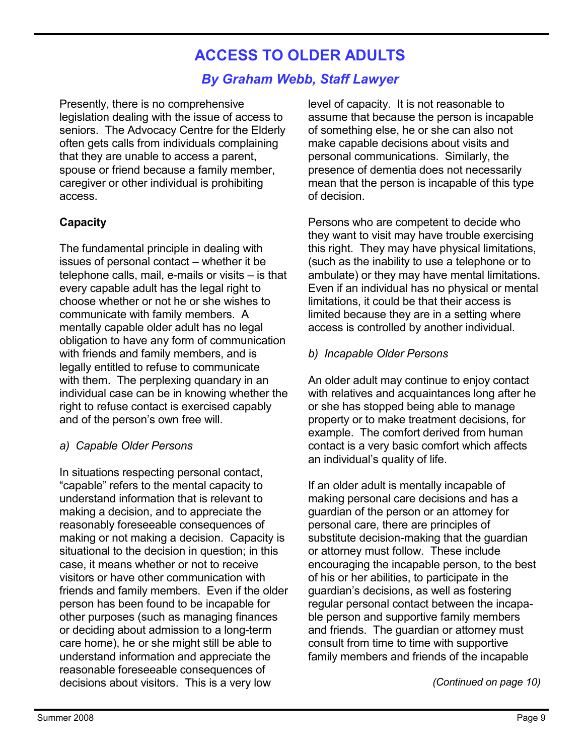# ACCESS TO OLDER ADULTS

### *By Graham Webb, Staff Lawyer*

Presently, there is no comprehensive legislation dealing with the issue of access to seniors. The Advocacy Centre for the Elderly often gets calls from individuals complaining that they are unable to access a parent, spouse or friend because a family member, caregiver or other individual is prohibiting access.

**Capacity**

The fundamental principle in dealing with issues of personal contact – whether it be telephone calls, mail, e-mails or visits – is that every capable adult has the legal right to choose whether or not he or she wishes to communicate with family members. A mentally capable older adult has no legal obligation to have any form of communication with friends and family members, and is legally entitled to refuse to communicate with them. The perplexing quandary in an individual case can be in knowing whether the right to refuse contact is exercised capably and of the person's own free will.

*a) Capable Older Persons*

In situations respecting personal contact, "capable" refers to the mental capacity to understand information that is relevant to making a decision, and to appreciate the reasonably foreseeable consequences of making or not making a decision. Capacity is situational to the decision in question; in this case, it means whether or not to receive visitors or have other communication with friends and family members. Even if the older person has been found to be incapable for other purposes (such as managing finances or deciding about admission to a long-term care home), he or she might still be able to understand information and appreciate the reasonable foreseeable consequences of decisions about visitors. This is a very low level of capacity. It is not reasonable to assume that because the person is incapable of something else, he or she can also not make capable decisions about visits and personal communications. Similarly, the presence of dementia does not necessarily mean that the person is incapable of this type of decision.

Persons who are competent to decide who they want to visit may have trouble exercising this right. They may have physical limitations, (such as the inability to use a telephone or to ambulate) or they may have mental limitations. Even if an individual has no physical or mental limitations, it could be that their access is limited because they are in a setting where access is controlled by another individual.

*b) Incapable Older Persons*

An older adult may continue to enjoy contact with relatives and acquaintances long after he or she has stopped being able to manage property or to make treatment decisions, for example. The comfort derived from human contact is a very basic comfort which affects an individual's quality of life.

If an older adult is mentally incapable of making personal care decisions and has a guardian of the person or an attorney for personal care, there are principles of substitute decision-making that the guardian or attorney must follow. These include encouraging the incapable person, to the best of his or her abilities, to participate in the guardian's decisions, as well as fostering regular personal contact between the incapable person and supportive family members and friends. The guardian or attorney must consult from time to time with supportive family members and friends of the incapable

*(Continued on page 10)*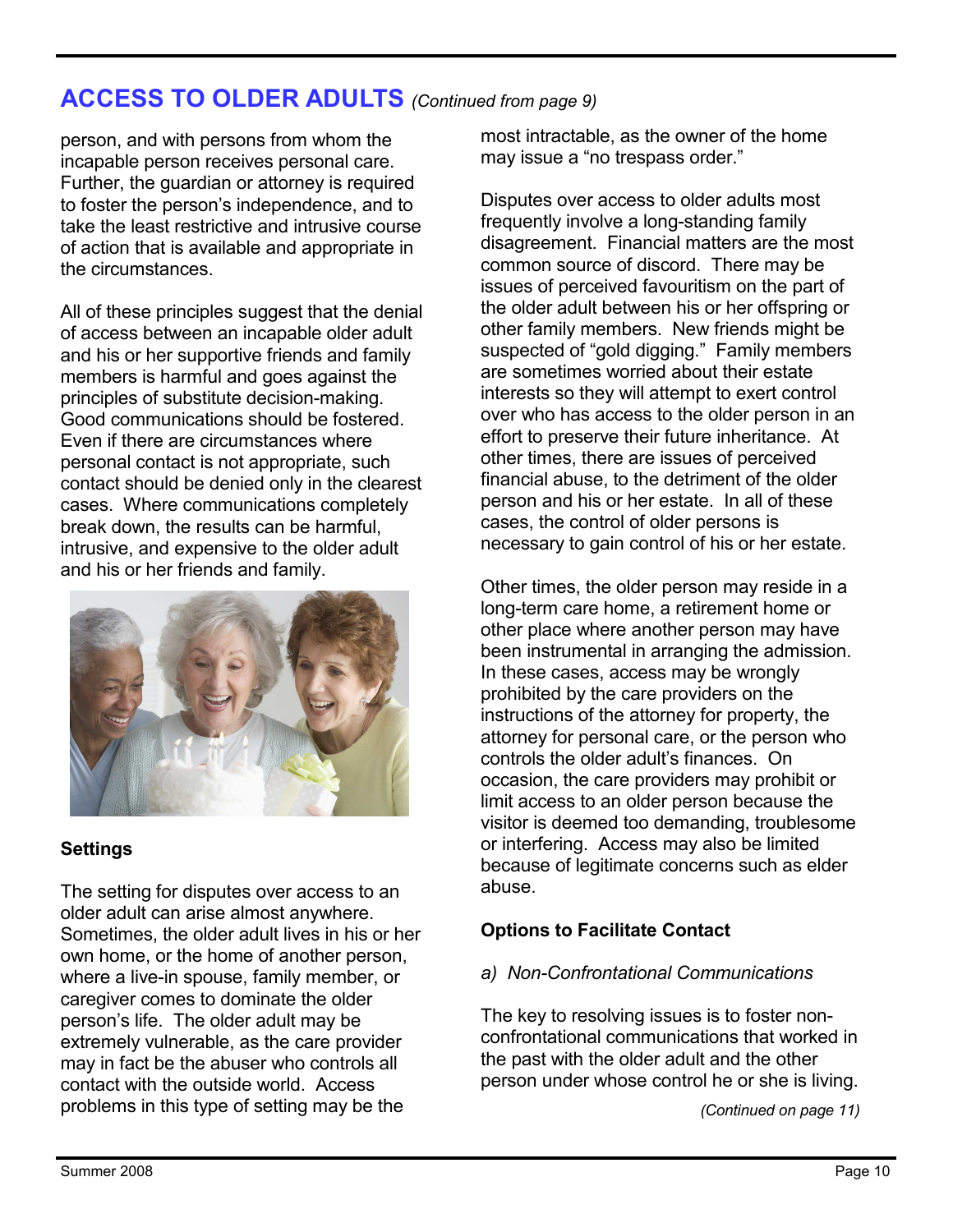## ACCESS TO OLDER ADULTS *(Continued from page 9)*

person, and with persons from whom the incapable person receives personal care. Further, the guardian or attorney is required to foster the person's independence, and to take the least restrictive and intrusive course of action that is available and appropriate in the circumstances.

All of these principles suggest that the denial of access between an incapable older adult and his or her supportive friends and family members is harmful and goes against the principles of substitute decision-making. Good communications should be fostered. Even if there are circumstances where personal contact is not appropriate, such contact should be denied only in the clearest cases. Where communications completely break down, the results can be harmful, intrusive, and expensive to the older adult and his or her friends and family.

**Settings**

The setting for disputes over access to an older adult can arise almost anywhere. Sometimes, the older adult lives in his or her own home, or the home of another person, where a live-in spouse, family member, or caregiver comes to dominate the older person's life. The older adult may be extremely vulnerable, as the care provider may in fact be the abuser who controls all contact with the outside world. Access problems in this type of setting may be the most intractable, as the owner of the home may issue a "no trespass order."

Disputes over access to older adults most frequently involve a long-standing family disagreement. Financial matters are the most common source of discord. There may be issues of perceived favouritism on the part of the older adult between his or her offspring or other family members. New friends might be suspected of "gold digging." Family members are sometimes worried about their estate interests so they will attempt to exert control over who has access to the older person in an effort to preserve their future inheritance. At other times, there are issues of perceived financial abuse, to the detriment of the older person and his or her estate. In all of these cases, the control of older persons is necessary to gain control of his or her estate.

Other times, the older person may reside in a long-term care home, a retirement home or other place where another person may have been instrumental in arranging the admission. In these cases, access may be wrongly prohibited by the care providers on the instructions of the attorney for property, the attorney for personal care, or the person who controls the older adult's finances. On occasion, the care providers may prohibit or limit access to an older person because the visitor is deemed too demanding, troublesome or interfering. Access may also be limited because of legitimate concerns such as elder abuse.

**Options to Facilitate Contact**

*a) Non-Confrontational Communications*

The key to resolving issues is to foster non-confrontational communications that worked in the past with the older adult and the other person under whose control he or she is living.

*(Continued on page 11)*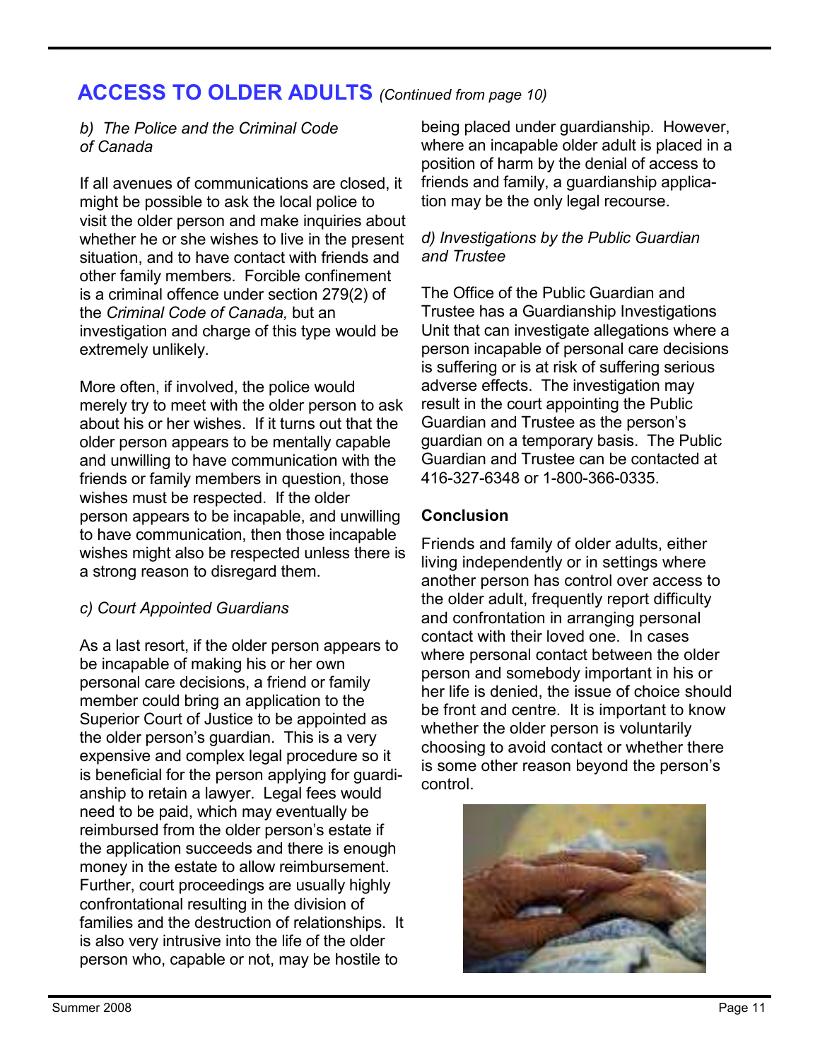## ACCESS TO OLDER ADULTS *(Continued from page 10)*

*b) The Police and the Criminal Code of Canada*

If all avenues of communications are closed, it might be possible to ask the local police to visit the older person and make inquiries about whether he or she wishes to live in the present situation, and to have contact with friends and other family members. Forcible confinement is a criminal offence under section 279(2) of the *Criminal Code of Canada,* but an investigation and charge of this type would be extremely unlikely.

More often, if involved, the police would merely try to meet with the older person to ask about his or her wishes. If it turns out that the older person appears to be mentally capable and unwilling to have communication with the friends or family members in question, those wishes must be respected. If the older person appears to be incapable, and unwilling to have communication, then those incapable wishes might also be respected unless there is a strong reason to disregard them.

*c) Court Appointed Guardians*

As a last resort, if the older person appears to be incapable of making his or her own personal care decisions, a friend or family member could bring an application to the Superior Court of Justice to be appointed as the older person's guardian. This is a very expensive and complex legal procedure so it is beneficial for the person applying for guardianship to retain a lawyer. Legal fees would need to be paid, which may eventually be reimbursed from the older person's estate if the application succeeds and there is enough money in the estate to allow reimbursement. Further, court proceedings are usually highly confrontational resulting in the division of families and the destruction of relationships. It is also very intrusive into the life of the older person who, capable or not, may be hostile to being placed under guardianship. However, where an incapable older adult is placed in a position of harm by the denial of access to friends and family, a guardianship application may be the only legal recourse.

*d) Investigations by the Public Guardian and Trustee*

The Office of the Public Guardian and Trustee has a Guardianship Investigations Unit that can investigate allegations where a person incapable of personal care decisions is suffering or is at risk of suffering serious adverse effects. The investigation may result in the court appointing the Public Guardian and Trustee as the person's guardian on a temporary basis. The Public Guardian and Trustee can be contacted at 416-327-6348 or 1-800-366-0335.

**Conclusion**

Friends and family of older adults, either living independently or in settings where another person has control over access to the older adult, frequently report difficulty and confrontation in arranging personal contact with their loved one. In cases where personal contact between the older person and somebody important in his or her life is denied, the issue of choice should be front and centre. It is important to know whether the older person is voluntarily choosing to avoid contact or whether there is some other reason beyond the person's control.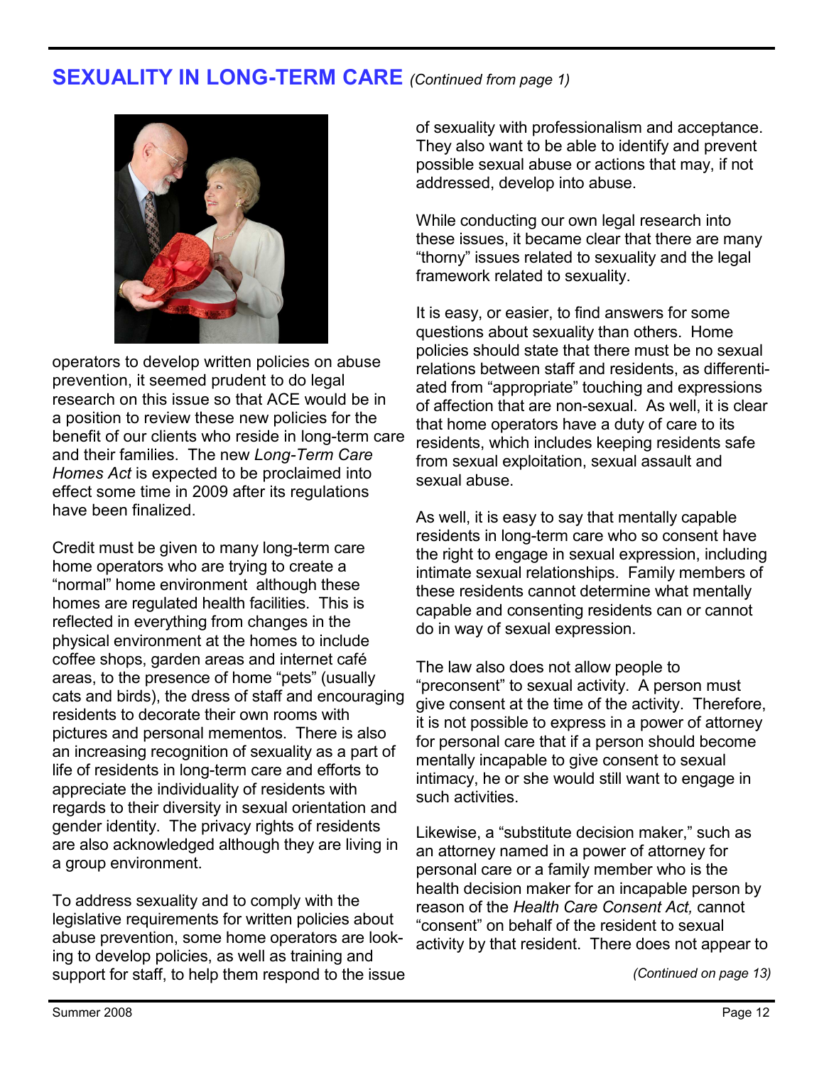## SEXUALITY IN LONG-TERM CARE *(Continued from page 1)*

operators to develop written policies on abuse prevention, it seemed prudent to do legal research on this issue so that ACE would be in a position to review these new policies for the benefit of our clients who reside in long-term care and their families. The new *Long-Term Care Homes Act* is expected to be proclaimed into effect some time in 2009 after its regulations have been finalized.

Credit must be given to many long-term care home operators who are trying to create a "normal" home environment although these homes are regulated health facilities. This is reflected in everything from changes in the physical environment at the homes to include coffee shops, garden areas and internet café areas, to the presence of home "pets" (usually cats and birds), the dress of staff and encouraging residents to decorate their own rooms with pictures and personal mementos. There is also an increasing recognition of sexuality as a part of life of residents in long-term care and efforts to appreciate the individuality of residents with regards to their diversity in sexual orientation and gender identity. The privacy rights of residents are also acknowledged although they are living in a group environment.

To address sexuality and to comply with the legislative requirements for written policies about abuse prevention, some home operators are looking to develop policies, as well as training and support for staff, to help them respond to the issue of sexuality with professionalism and acceptance. They also want to be able to identify and prevent possible sexual abuse or actions that may, if not addressed, develop into abuse.

While conducting our own legal research into these issues, it became clear that there are many "thorny" issues related to sexuality and the legal framework related to sexuality.

It is easy, or easier, to find answers for some questions about sexuality than others. Home policies should state that there must be no sexual relations between staff and residents, as differentiated from "appropriate" touching and expressions of affection that are non-sexual. As well, it is clear that home operators have a duty of care to its residents, which includes keeping residents safe from sexual exploitation, sexual assault and sexual abuse.

As well, it is easy to say that mentally capable residents in long-term care who so consent have the right to engage in sexual expression, including intimate sexual relationships. Family members of these residents cannot determine what mentally capable and consenting residents can or cannot do in way of sexual expression.

The law also does not allow people to "preconsent" to sexual activity. A person must give consent at the time of the activity. Therefore, it is not possible to express in a power of attorney for personal care that if a person should become mentally incapable to give consent to sexual intimacy, he or she would still want to engage in such activities.

Likewise, a "substitute decision maker," such as an attorney named in a power of attorney for personal care or a family member who is the health decision maker for an incapable person by reason of the *Health Care Consent Act,* cannot "consent" on behalf of the resident to sexual activity by that resident. There does not appear to

*(Continued on page 13)*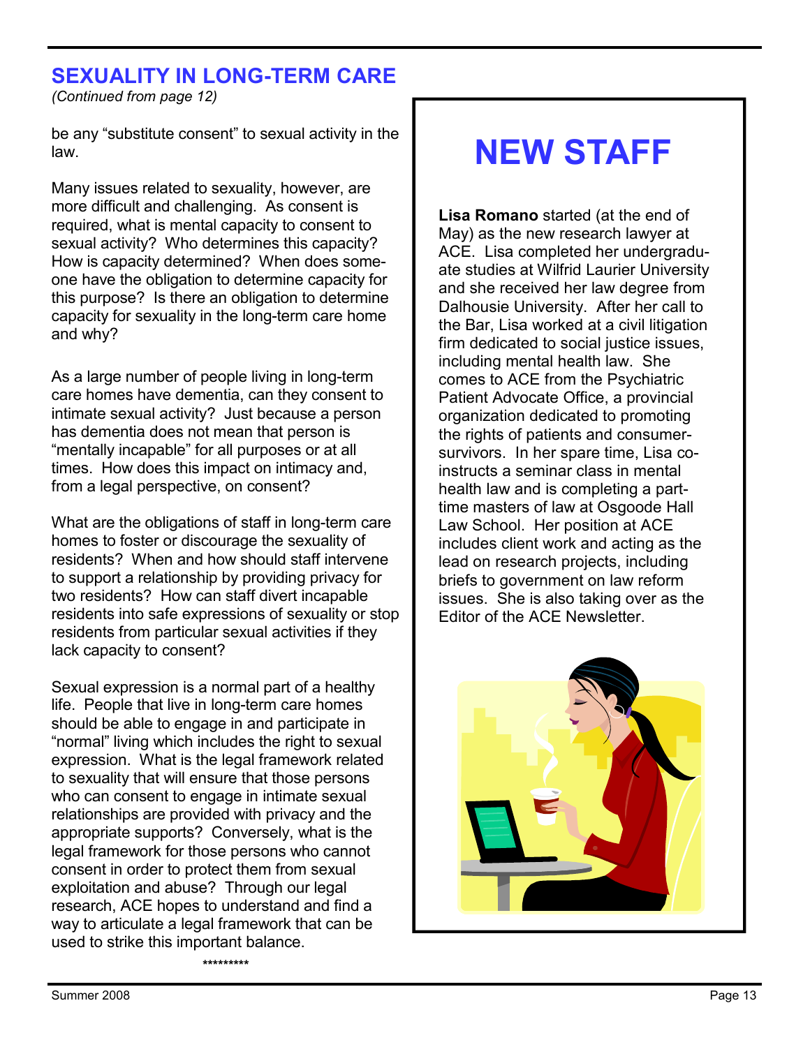## SEXUALITY IN LONG-TERM CARE

*(Continued from page 12)*

be any "substitute consent" to sexual activity in the law.

Many issues related to sexuality, however, are more difficult and challenging. As consent is required, what is mental capacity to consent to sexual activity? Who determines this capacity? How is capacity determined? When does someone have the obligation to determine capacity for this purpose? Is there an obligation to determine capacity for sexuality in the long-term care home and why?

As a large number of people living in long-term care homes have dementia, can they consent to intimate sexual activity? Just because a person has dementia does not mean that person is "mentally incapable" for all purposes or at all times. How does this impact on intimacy and, from a legal perspective, on consent?

What are the obligations of staff in long-term care homes to foster or discourage the sexuality of residents? When and how should staff intervene to support a relationship by providing privacy for two residents? How can staff divert incapable residents into safe expressions of sexuality or stop residents from particular sexual activities if they lack capacity to consent?

Sexual expression is a normal part of a healthy life. People that live in long-term care homes should be able to engage in and participate in "normal" living which includes the right to sexual expression. What is the legal framework related to sexuality that will ensure that those persons who can consent to engage in intimate sexual relationships are provided with privacy and the appropriate supports? Conversely, what is the legal framework for those persons who cannot consent in order to protect them from sexual exploitation and abuse? Through our legal research, ACE hopes to understand and find a way to articulate a legal framework that can be used to strike this important balance.

*********

# NEW STAFF

**Lisa Romano** started (at the end of May) as the new research lawyer at ACE. Lisa completed her undergraduate studies at Wilfrid Laurier University and she received her law degree from Dalhousie University. After her call to the Bar, Lisa worked at a civil litigation firm dedicated to social justice issues, including mental health law. She comes to ACE from the Psychiatric Patient Advocate Office, a provincial organization dedicated to promoting the rights of patients and consumer-survivors. In her spare time, Lisa co-instructs a seminar class in mental health law and is completing a part-time masters of law at Osgoode Hall Law School. Her position at ACE includes client work and acting as the lead on research projects, including briefs to government on law reform issues. She is also taking over as the Editor of the ACE Newsletter.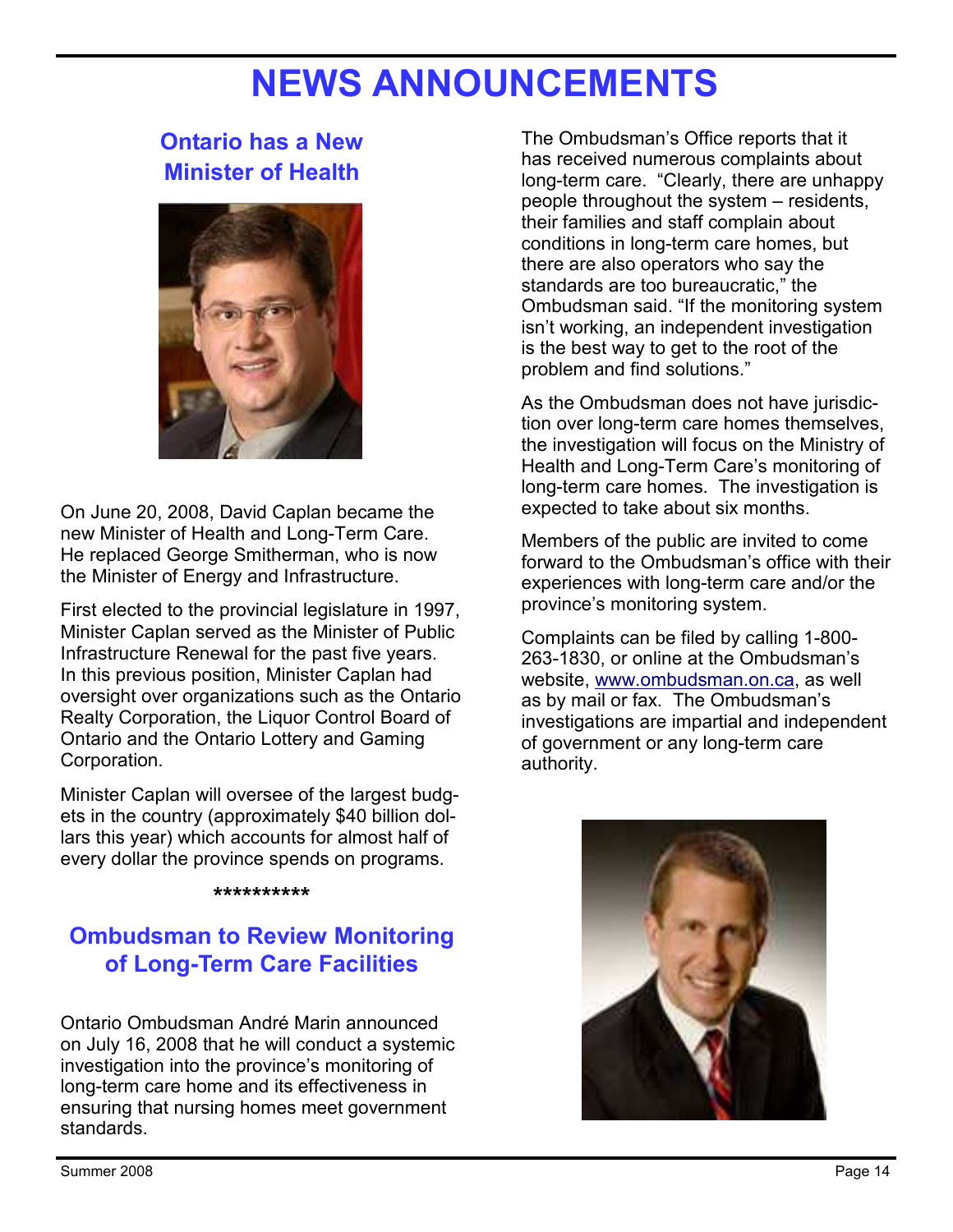# NEWS ANNOUNCEMENTS

## Ontario has a New Minister of Health

On June 20, 2008, David Caplan became the new Minister of Health and Long-Term Care. He replaced George Smitherman, who is now the Minister of Energy and Infrastructure.

First elected to the provincial legislature in 1997, Minister Caplan served as the Minister of Public Infrastructure Renewal for the past five years. In this previous position, Minister Caplan had oversight over organizations such as the Ontario Realty Corporation, the Liquor Control Board of Ontario and the Ontario Lottery and Gaming Corporation.

Minister Caplan will oversee of the largest budgets in the country (approximately $40 billion dollars this year) which accounts for almost half of every dollar the province spends on programs.

**********

## Ombudsman to Review Monitoring of Long-Term Care Facilities

Ontario Ombudsman André Marin announced on July 16, 2008 that he will conduct a systemic investigation into the province's monitoring of long-term care home and its effectiveness in ensuring that nursing homes meet government standards.

The Ombudsman's Office reports that it has received numerous complaints about long-term care. "Clearly, there are unhappy people throughout the system – residents, their families and staff complain about conditions in long-term care homes, but there are also operators who say the standards are too bureaucratic," the Ombudsman said. "If the monitoring system isn't working, an independent investigation is the best way to get to the root of the problem and find solutions."

As the Ombudsman does not have jurisdiction over long-term care homes themselves, the investigation will focus on the Ministry of Health and Long-Term Care's monitoring of long-term care homes. The investigation is expected to take about six months.

Members of the public are invited to come forward to the Ombudsman's office with their experiences with long-term care and/or the province's monitoring system.

Complaints can be filed by calling 1-800-263-1830, or online at the Ombudsman's website, www.ombudsman.on.ca, as well as by mail or fax. The Ombudsman's investigations are impartial and independent of government or any long-term care authority.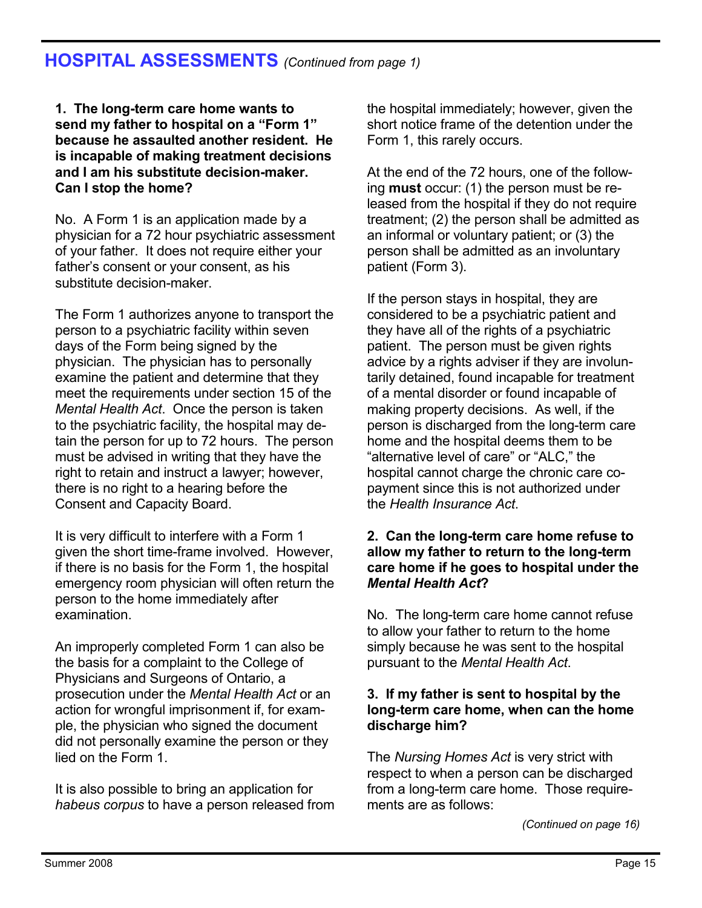## HOSPITAL ASSESSMENTS *(Continued from page 1)*

**1. The long-term care home wants to send my father to hospital on a "Form 1" because he assaulted another resident. He is incapable of making treatment decisions and I am his substitute decision-maker. Can I stop the home?**

No. A Form 1 is an application made by a physician for a 72 hour psychiatric assessment of your father. It does not require either your father's consent or your consent, as his substitute decision-maker.

The Form 1 authorizes anyone to transport the person to a psychiatric facility within seven days of the Form being signed by the physician. The physician has to personally examine the patient and determine that they meet the requirements under section 15 of the *Mental Health Act*. Once the person is taken to the psychiatric facility, the hospital may detain the person for up to 72 hours. The person must be advised in writing that they have the right to retain and instruct a lawyer; however, there is no right to a hearing before the Consent and Capacity Board.

It is very difficult to interfere with a Form 1 given the short time-frame involved. However, if there is no basis for the Form 1, the hospital emergency room physician will often return the person to the home immediately after examination.

An improperly completed Form 1 can also be the basis for a complaint to the College of Physicians and Surgeons of Ontario, a prosecution under the *Mental Health Act* or an action for wrongful imprisonment if, for example, the physician who signed the document did not personally examine the person or they lied on the Form 1.

It is also possible to bring an application for *habeus corpus* to have a person released from the hospital immediately; however, given the short notice frame of the detention under the Form 1, this rarely occurs.

At the end of the 72 hours, one of the following **must** occur: (1) the person must be released from the hospital if they do not require treatment; (2) the person shall be admitted as an informal or voluntary patient; or (3) the person shall be admitted as an involuntary patient (Form 3).

If the person stays in hospital, they are considered to be a psychiatric patient and they have all of the rights of a psychiatric patient. The person must be given rights advice by a rights adviser if they are involuntarily detained, found incapable for treatment of a mental disorder or found incapable of making property decisions. As well, if the person is discharged from the long-term care home and the hospital deems them to be "alternative level of care" or "ALC," the hospital cannot charge the chronic care co-payment since this is not authorized under the *Health Insurance Act*.

**2. Can the long-term care home refuse to allow my father to return to the long-term care home if he goes to hospital under the *Mental Health Act*?**

No. The long-term care home cannot refuse to allow your father to return to the home simply because he was sent to the hospital pursuant to the *Mental Health Act*.

**3. If my father is sent to hospital by the long-term care home, when can the home discharge him?**

The *Nursing Homes Act* is very strict with respect to when a person can be discharged from a long-term care home. Those requirements are as follows:

*(Continued on page 16)*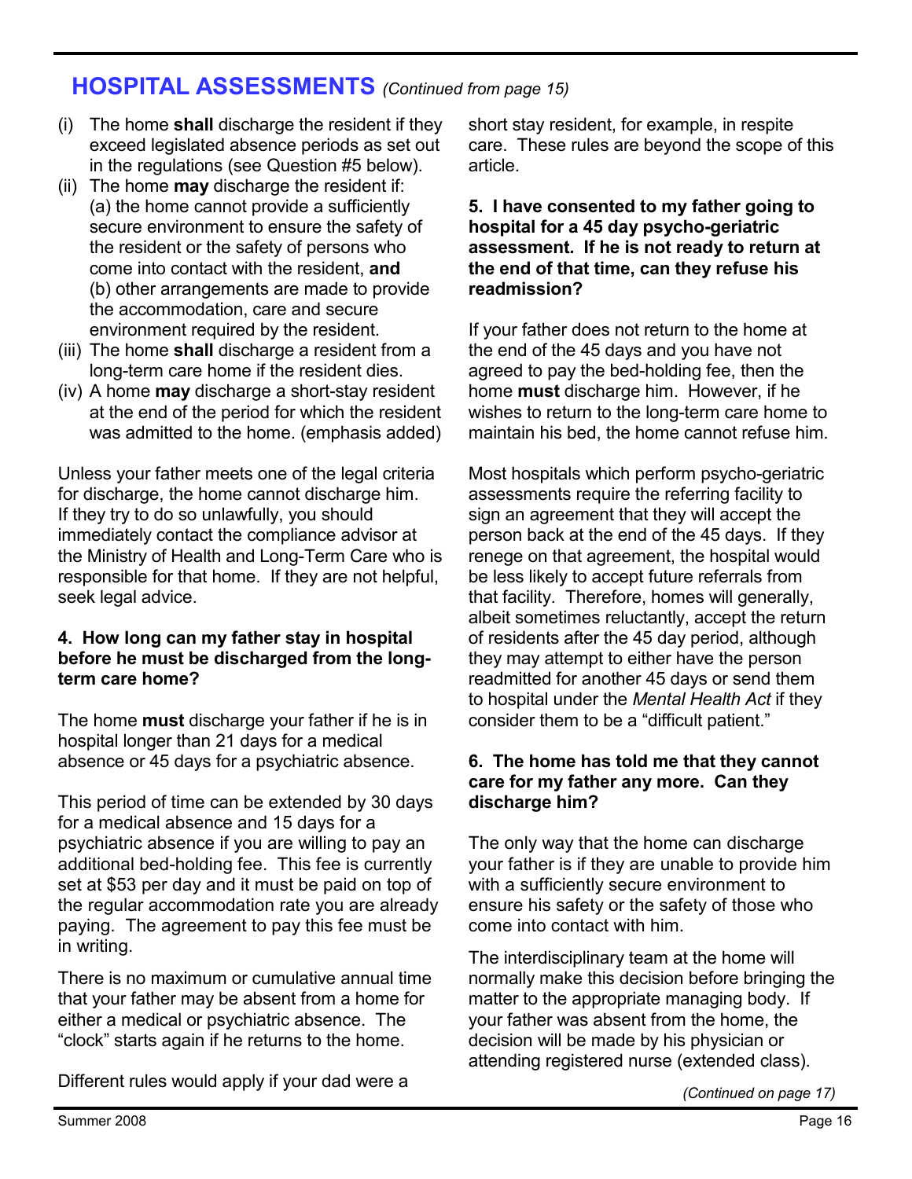## HOSPITAL ASSESSMENTS *(Continued from page 15)*

(i) The home **shall** discharge the resident if they exceed legislated absence periods as set out in the regulations (see Question #5 below).
(ii) The home **may** discharge the resident if: (a) the home cannot provide a sufficiently secure environment to ensure the safety of the resident or the safety of persons who come into contact with the resident, **and** (b) other arrangements are made to provide the accommodation, care and secure environment required by the resident.
(iii) The home **shall** discharge a resident from a long-term care home if the resident dies.
(iv) A home **may** discharge a short-stay resident at the end of the period for which the resident was admitted to the home. (emphasis added)

Unless your father meets one of the legal criteria for discharge, the home cannot discharge him. If they try to do so unlawfully, you should immediately contact the compliance advisor at the Ministry of Health and Long-Term Care who is responsible for that home. If they are not helpful, seek legal advice.

**4. How long can my father stay in hospital before he must be discharged from the long-term care home?**

The home **must** discharge your father if he is in hospital longer than 21 days for a medical absence or 45 days for a psychiatric absence.

This period of time can be extended by 30 days for a medical absence and 15 days for a psychiatric absence if you are willing to pay an additional bed-holding fee. This fee is currently set at $53 per day and it must be paid on top of the regular accommodation rate you are already paying. The agreement to pay this fee must be in writing.

There is no maximum or cumulative annual time that your father may be absent from a home for either a medical or psychiatric absence. The "clock" starts again if he returns to the home.

Different rules would apply if your dad were a short stay resident, for example, in respite care. These rules are beyond the scope of this article.

**5. I have consented to my father going to hospital for a 45 day psycho-geriatric assessment. If he is not ready to return at the end of that time, can they refuse his readmission?**

If your father does not return to the home at the end of the 45 days and you have not agreed to pay the bed-holding fee, then the home **must** discharge him. However, if he wishes to return to the long-term care home to maintain his bed, the home cannot refuse him.

Most hospitals which perform psycho-geriatric assessments require the referring facility to sign an agreement that they will accept the person back at the end of the 45 days. If they renege on that agreement, the hospital would be less likely to accept future referrals from that facility. Therefore, homes will generally, albeit sometimes reluctantly, accept the return of residents after the 45 day period, although they may attempt to either have the person readmitted for another 45 days or send them to hospital under the *Mental Health Act* if they consider them to be a "difficult patient."

**6. The home has told me that they cannot care for my father any more. Can they discharge him?**

The only way that the home can discharge your father is if they are unable to provide him with a sufficiently secure environment to ensure his safety or the safety of those who come into contact with him.

The interdisciplinary team at the home will normally make this decision before bringing the matter to the appropriate managing body. If your father was absent from the home, the decision will be made by his physician or attending registered nurse (extended class).

*(Continued on page 17)*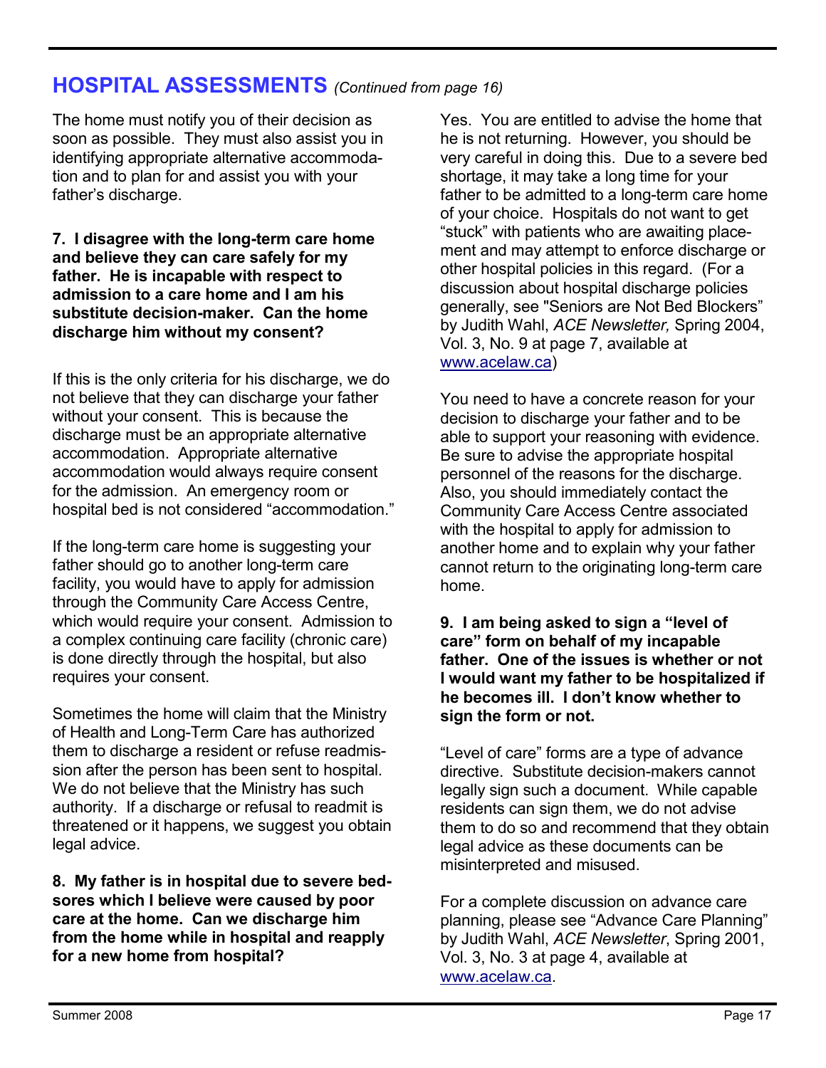## HOSPITAL ASSESSMENTS *(Continued from page 16)*

The home must notify you of their decision as soon as possible. They must also assist you in identifying appropriate alternative accommodation and to plan for and assist you with your father's discharge.

**7. I disagree with the long-term care home and believe they can care safely for my father. He is incapable with respect to admission to a care home and I am his substitute decision-maker. Can the home discharge him without my consent?**

If this is the only criteria for his discharge, we do not believe that they can discharge your father without your consent. This is because the discharge must be an appropriate alternative accommodation. Appropriate alternative accommodation would always require consent for the admission. An emergency room or hospital bed is not considered "accommodation."

If the long-term care home is suggesting your father should go to another long-term care facility, you would have to apply for admission through the Community Care Access Centre, which would require your consent. Admission to a complex continuing care facility (chronic care) is done directly through the hospital, but also requires your consent.

Sometimes the home will claim that the Ministry of Health and Long-Term Care has authorized them to discharge a resident or refuse readmission after the person has been sent to hospital. We do not believe that the Ministry has such authority. If a discharge or refusal to readmit is threatened or it happens, we suggest you obtain legal advice.

**8. My father is in hospital due to severe bedsores which I believe were caused by poor care at the home. Can we discharge him from the home while in hospital and reapply for a new home from hospital?**

Yes. You are entitled to advise the home that he is not returning. However, you should be very careful in doing this. Due to a severe bed shortage, it may take a long time for your father to be admitted to a long-term care home of your choice. Hospitals do not want to get "stuck" with patients who are awaiting placement and may attempt to enforce discharge or other hospital policies in this regard. (For a discussion about hospital discharge policies generally, see "Seniors are Not Bed Blockers" by Judith Wahl, *ACE Newsletter,* Spring 2004, Vol. 3, No. 9 at page 7, available at www.acelaw.ca)

You need to have a concrete reason for your decision to discharge your father and to be able to support your reasoning with evidence. Be sure to advise the appropriate hospital personnel of the reasons for the discharge. Also, you should immediately contact the Community Care Access Centre associated with the hospital to apply for admission to another home and to explain why your father cannot return to the originating long-term care home.

**9. I am being asked to sign a "level of care" form on behalf of my incapable father. One of the issues is whether or not I would want my father to be hospitalized if he becomes ill. I don't know whether to sign the form or not.**

"Level of care" forms are a type of advance directive. Substitute decision-makers cannot legally sign such a document. While capable residents can sign them, we do not advise them to do so and recommend that they obtain legal advice as these documents can be misinterpreted and misused.

For a complete discussion on advance care planning, please see "Advance Care Planning" by Judith Wahl, *ACE Newsletter*, Spring 2001, Vol. 3, No. 3 at page 4, available at www.acelaw.ca.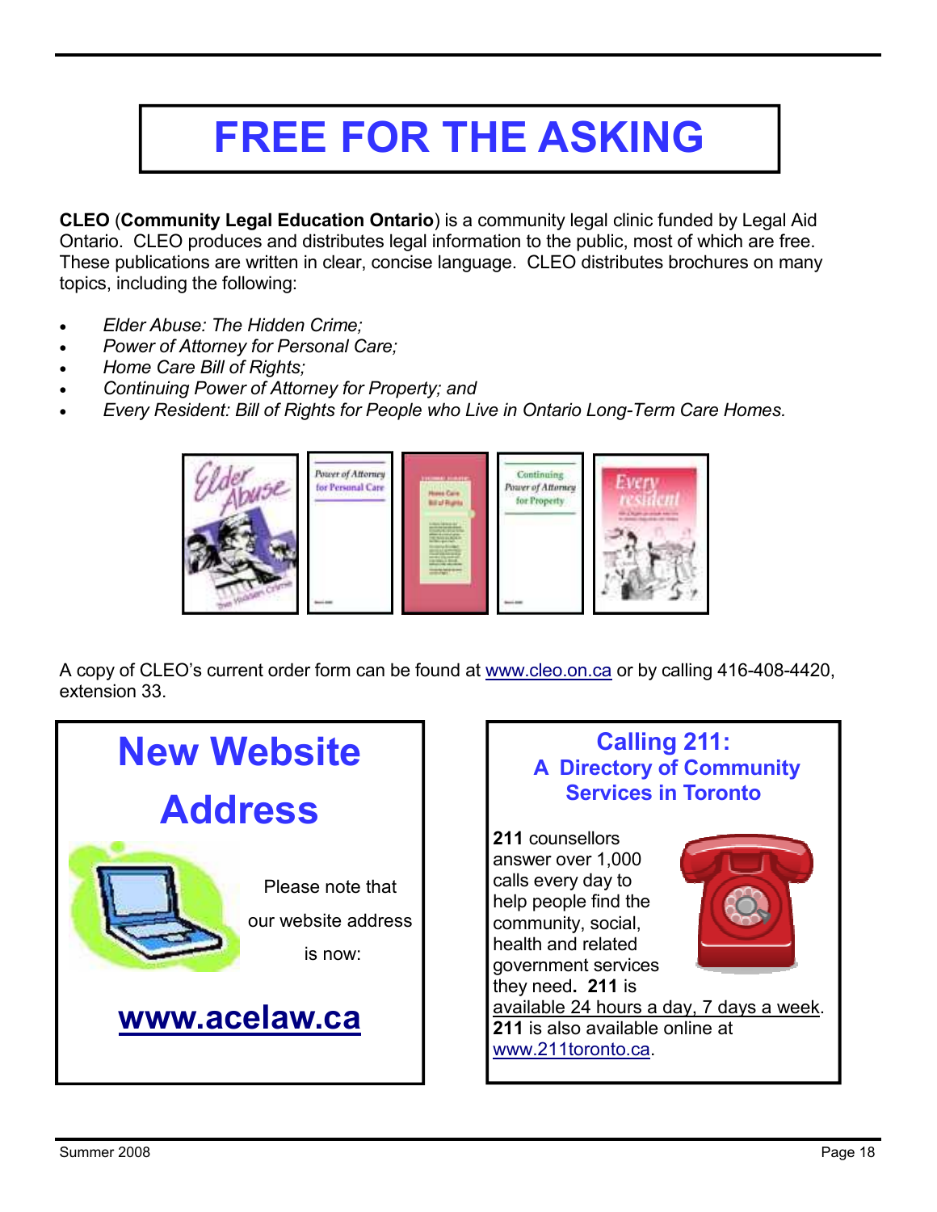# FREE FOR THE ASKING

**CLEO** (**Community Legal Education Ontario**) is a community legal clinic funded by Legal Aid Ontario. CLEO produces and distributes legal information to the public, most of which are free. These publications are written in clear, concise language. CLEO distributes brochures on many topics, including the following:

- *Elder Abuse: The Hidden Crime;*
- *Power of Attorney for Personal Care;*
- *Home Care Bill of Rights;*
- *Continuing Power of Attorney for Property; and*
- *Every Resident: Bill of Rights for People who Live in Ontario Long-Term Care Homes.*

A copy of CLEO's current order form can be found at www.cleo.on.ca or by calling 416-408-4420, extension 33.

## New Website Address

Please note that our website address is now:

**www.acelaw.ca**

## Calling 211: A Directory of Community Services in Toronto

**211** counsellors answer over 1,000 calls every day to help people find the community, social, health and related government services they need. **211** is available 24 hours a day, 7 days a week. **211** is also available online at www.211toronto.ca.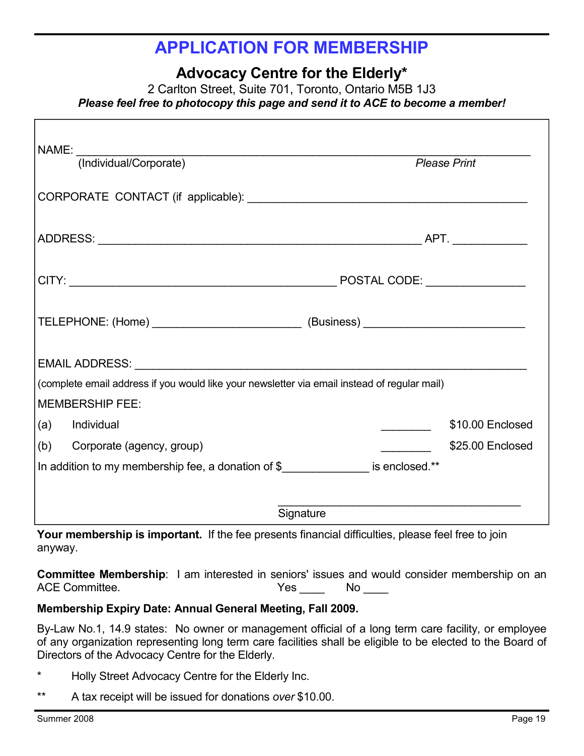# APPLICATION FOR MEMBERSHIP

## Advocacy Centre for the Elderly*

2 Carlton Street, Suite 701, Toronto, Ontario M5B 1J3

***Please feel free to photocopy this page and send it to ACE to become a member!***

NAME: ______________________________________________________________
(Individual/Corporate) *Please Print*

CORPORATE CONTACT (if applicable): ____________________________________

ADDRESS: ____________________________________________ APT. __________

CITY: ___________________________________ POSTAL CODE: ______________

TELEPHONE: (Home) ____________________ (Business) _____________________

EMAIL ADDRESS: _________________________________________________
(complete email address if you would like your newsletter via email instead of regular mail)

MEMBERSHIP FEE:

(a) Individual ________ $10.00 Enclosed

(b) Corporate (agency, group) ________ $25.00 Enclosed

In addition to my membership fee, a donation of $____________ is enclosed.**

_________________________________
Signature

**Your membership is important.** If the fee presents financial difficulties, please feel free to join anyway.

**Committee Membership**: I am interested in seniors' issues and would consider membership on an ACE Committee. Yes ____ No ____

**Membership Expiry Date: Annual General Meeting, Fall 2009.**

By-Law No.1, 14.9 states: No owner or management official of a long term care facility, or employee of any organization representing long term care facilities shall be eligible to be elected to the Board of Directors of the Advocacy Centre for the Elderly.

\* Holly Street Advocacy Centre for the Elderly Inc.

\** A tax receipt will be issued for donations *over* $10.00.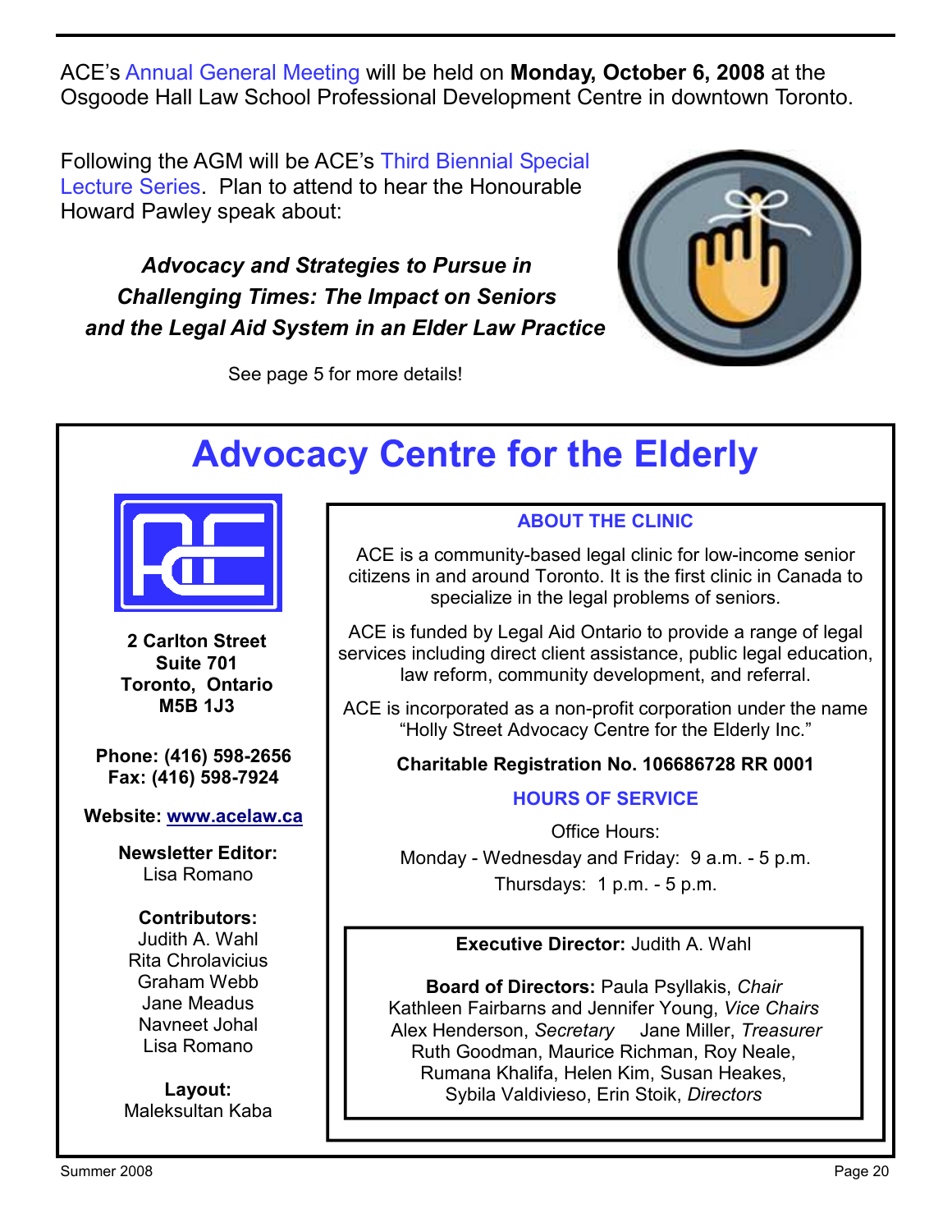ACE's Annual General Meeting will be held on **Monday, October 6, 2008** at the Osgoode Hall Law School Professional Development Centre in downtown Toronto.

Following the AGM will be ACE's Third Biennial Special Lecture Series. Plan to attend to hear the Honourable Howard Pawley speak about:

***Advocacy and Strategies to Pursue in Challenging Times: The Impact on Seniors and the Legal Aid System in an Elder Law Practice***

See page 5 for more details!

# Advocacy Centre for the Elderly

**2 Carlton Street**
**Suite 701**
**Toronto, Ontario**
**M5B 1J3**

**Phone: (416) 598-2656**
**Fax: (416) 598-7924**

**Website: www.acelaw.ca**

**Newsletter Editor:**
Lisa Romano

**Contributors:**
Judith A. Wahl
Rita Chrolavicius
Graham Webb
Jane Meadus
Navneet Johal
Lisa Romano

**Layout:**
Maleksultan Kaba

## ABOUT THE CLINIC

ACE is a community-based legal clinic for low-income senior citizens in and around Toronto. It is the first clinic in Canada to specialize in the legal problems of seniors.

ACE is funded by Legal Aid Ontario to provide a range of legal services including direct client assistance, public legal education, law reform, community development, and referral.

ACE is incorporated as a non-profit corporation under the name "Holly Street Advocacy Centre for the Elderly Inc."

**Charitable Registration No. 106686728 RR 0001**

## HOURS OF SERVICE

Office Hours:
Monday - Wednesday and Friday: 9 a.m. - 5 p.m.
Thursdays: 1 p.m. - 5 p.m.

**Executive Director:** Judith A. Wahl

**Board of Directors:** Paula Psyllakis, *Chair*
Kathleen Fairbarns and Jennifer Young, *Vice Chairs*
Alex Henderson, *Secretary* Jane Miller, *Treasurer*
Ruth Goodman, Maurice Richman, Roy Neale,
Rumana Khalifa, Helen Kim, Susan Heakes,
Sybila Valdivieso, Erin Stoik, *Directors*